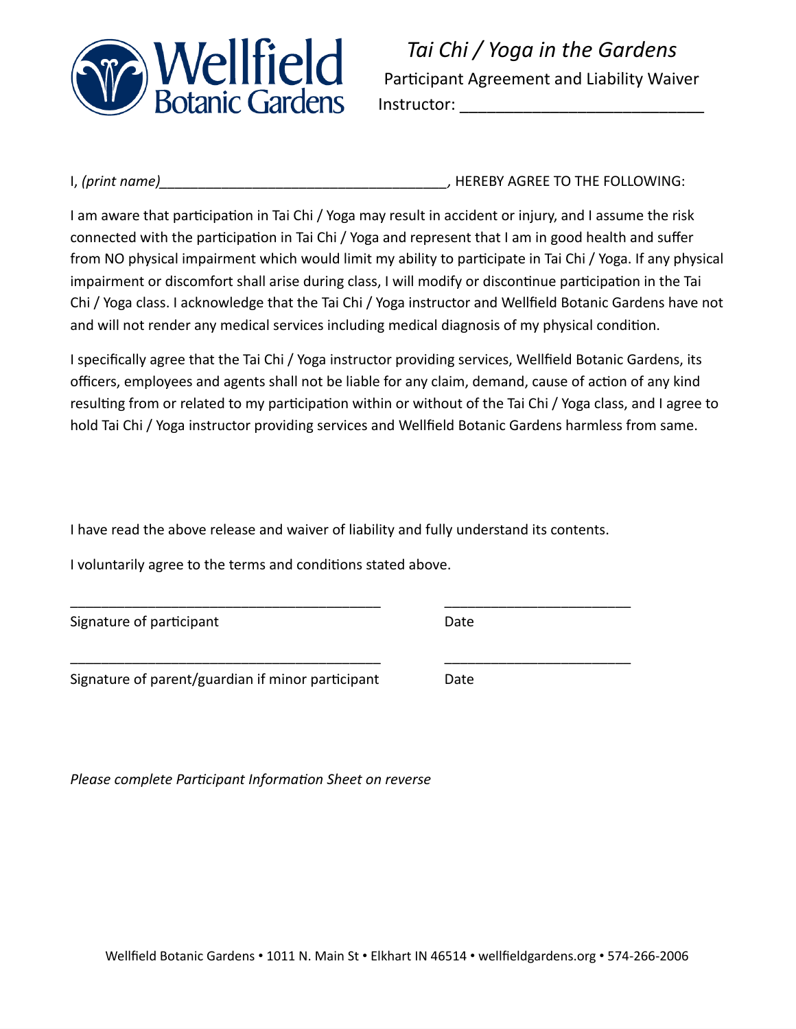Wellfield Botanic Gardens

# *Tai Chi / Yoga in the Gardens*

Participant Agreement and Liability Waiver

Instructor: ___________________________

I, *(print name)*____________________________________, HEREBY AGREE TO THE FOLLOWING:

I am aware that participation in Tai Chi / Yoga may result in accident or injury, and I assume the risk connected with the participation in Tai Chi / Yoga and represent that I am in good health and suffer from NO physical impairment which would limit my ability to participate in Tai Chi / Yoga. If any physical impairment or discomfort shall arise during class, I will modify or discontinue participation in the Tai Chi / Yoga class. I acknowledge that the Tai Chi / Yoga instructor and Wellfield Botanic Gardens have not and will not render any medical services including medical diagnosis of my physical condition.

I specifically agree that the Tai Chi / Yoga instructor providing services, Wellfield Botanic Gardens, its officers, employees and agents shall not be liable for any claim, demand, cause of action of any kind resulting from or related to my participation within or without of the Tai Chi / Yoga class, and I agree to hold Tai Chi / Yoga instructor providing services and Wellfield Botanic Gardens harmless from same.

I have read the above release and waiver of liability and fully understand its contents.

I voluntarily agree to the terms and conditions stated above.

_________________________________________ ________________________

Signature of participant Date

_________________________________________ ________________________

Signature of parent/guardian if minor participant Date

*Please complete Participant Information Sheet on reverse*

Wellfield Botanic Gardens • 1011 N. Main St • Elkhart IN 46514 • wellfieldgardens.org • 574-266-2006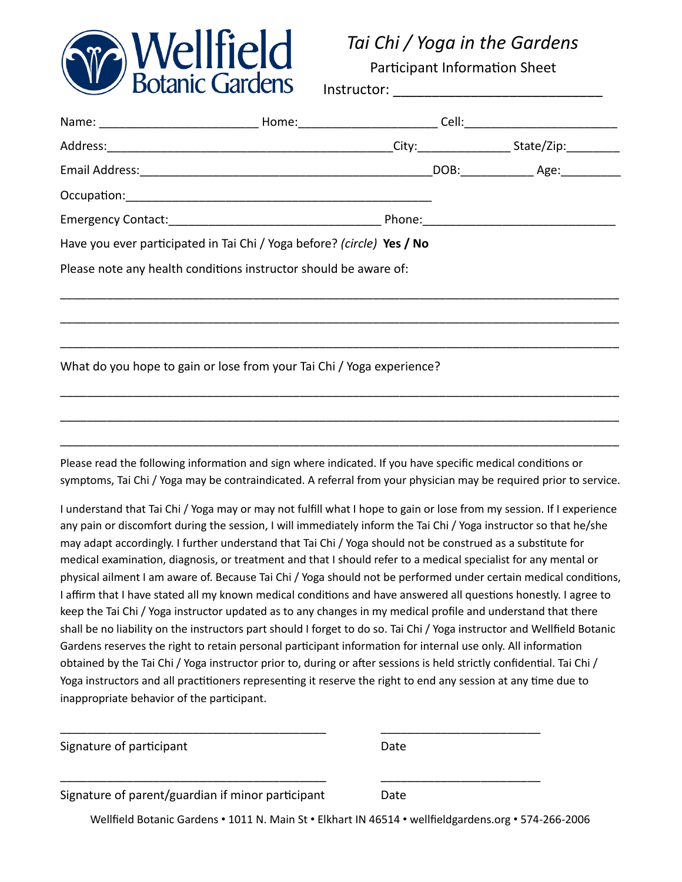# Wellfield Botanic Gardens

## *Tai Chi / Yoga in the Gardens*

Participant Information Sheet

Instructor: ____________________________

Name: ______________________ Home:____________________ Cell:______________________

Address:________________________________________City:______________ State/Zip:________

Email Address:___________________________________________DOB:___________ Age:_________

Occupation:______________________________________________

Emergency Contact:________________________________ Phone:____________________________

Have you ever participated in Tai Chi / Yoga before? *(circle)* **Yes / No**

Please note any health conditions instructor should be aware of:

_____________________________________________________________________________________

_____________________________________________________________________________________

_____________________________________________________________________________________

What do you hope to gain or lose from your Tai Chi / Yoga experience?

_____________________________________________________________________________________

_____________________________________________________________________________________

_____________________________________________________________________________________

Please read the following information and sign where indicated. If you have specific medical conditions or symptoms, Tai Chi / Yoga may be contraindicated. A referral from your physician may be required prior to service.

I understand that Tai Chi / Yoga may or may not fulfill what I hope to gain or lose from my session. If I experience any pain or discomfort during the session, I will immediately inform the Tai Chi / Yoga instructor so that he/she may adapt accordingly. I further understand that Tai Chi / Yoga should not be construed as a substitute for medical examination, diagnosis, or treatment and that I should refer to a medical specialist for any mental or physical ailment I am aware of. Because Tai Chi / Yoga should not be performed under certain medical conditions, I affirm that I have stated all my known medical conditions and have answered all questions honestly. I agree to keep the Tai Chi / Yoga instructor updated as to any changes in my medical profile and understand that there shall be no liability on the instructors part should I forget to do so. Tai Chi / Yoga instructor and Wellfield Botanic Gardens reserves the right to retain personal participant information for internal use only. All information obtained by the Tai Chi / Yoga instructor prior to, during or after sessions is held strictly confidential. Tai Chi / Yoga instructors and all practitioners representing it reserve the right to end any session at any time due to inappropriate behavior of the participant.

________________________________________ ________________________

Signature of participant Date

________________________________________ ________________________

Signature of parent/guardian if minor participant Date

Wellfield Botanic Gardens • 1011 N. Main St • Elkhart IN 46514 • wellfieldgardens.org • 574-266-2006